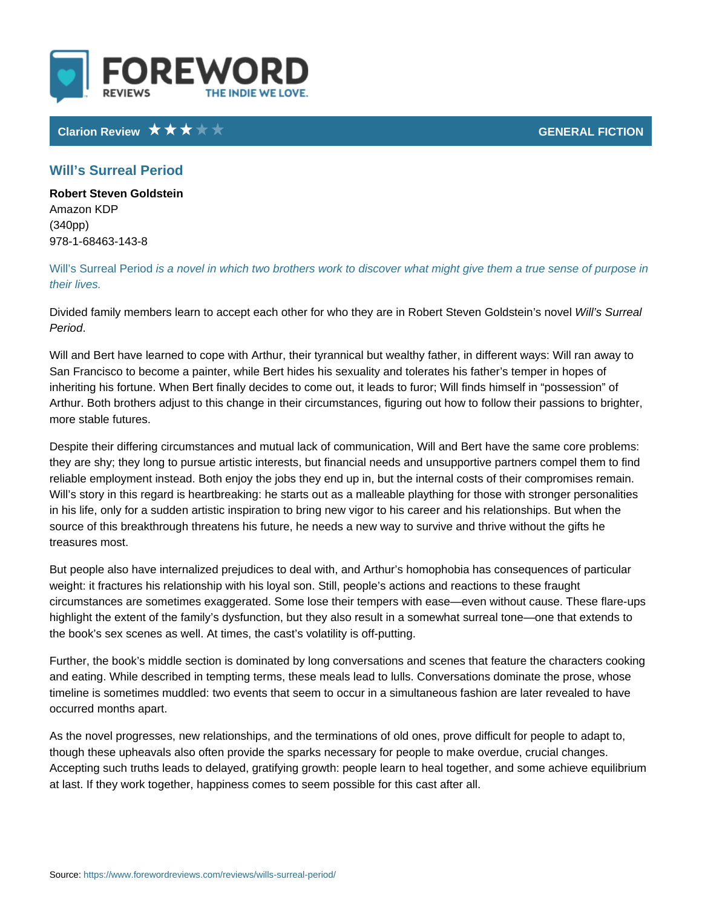# FOREWORD REVIEWS

THE INDIE WE LOVE.

**Clarion Review** ★★★☆☆ **GENERAL FICTION**

## Will's Surreal Period

**Robert Steven Goldstein**
Amazon KDP
(340pp)
978-1-68463-143-8

*Will's Surreal Period is a novel in which two brothers work to discover what might give them a true sense of purpose in their lives.*

Divided family members learn to accept each other for who they are in Robert Steven Goldstein's novel *Will's Surreal Period*.

Will and Bert have learned to cope with Arthur, their tyrannical but wealthy father, in different ways: Will ran away to San Francisco to become a painter, while Bert hides his sexuality and tolerates his father's temper in hopes of inheriting his fortune. When Bert finally decides to come out, it leads to furor; Will finds himself in "possession" of Arthur. Both brothers adjust to this change in their circumstances, figuring out how to follow their passions to brighter, more stable futures.

Despite their differing circumstances and mutual lack of communication, Will and Bert have the same core problems: they are shy; they long to pursue artistic interests, but financial needs and unsupportive partners compel them to find reliable employment instead. Both enjoy the jobs they end up in, but the internal costs of their compromises remain. Will's story in this regard is heartbreaking: he starts out as a malleable plaything for those with stronger personalities in his life, only for a sudden artistic inspiration to bring new vigor to his career and his relationships. But when the source of this breakthrough threatens his future, he needs a new way to survive and thrive without the gifts he treasures most.

But people also have internalized prejudices to deal with, and Arthur's homophobia has consequences of particular weight: it fractures his relationship with his loyal son. Still, people's actions and reactions to these fraught circumstances are sometimes exaggerated. Some lose their tempers with ease—even without cause. These flare-ups highlight the extent of the family's dysfunction, but they also result in a somewhat surreal tone—one that extends to the book's sex scenes as well. At times, the cast's volatility is off-putting.

Further, the book's middle section is dominated by long conversations and scenes that feature the characters cooking and eating. While described in tempting terms, these meals lead to lulls. Conversations dominate the prose, whose timeline is sometimes muddled: two events that seem to occur in a simultaneous fashion are later revealed to have occurred months apart.

As the novel progresses, new relationships, and the terminations of old ones, prove difficult for people to adapt to, though these upheavals also often provide the sparks necessary for people to make overdue, crucial changes. Accepting such truths leads to delayed, gratifying growth: people learn to heal together, and some achieve equilibrium at last. If they work together, happiness comes to seem possible for this cast after all.

Source: https://www.forewordreviews.com/reviews/wills-surreal-period/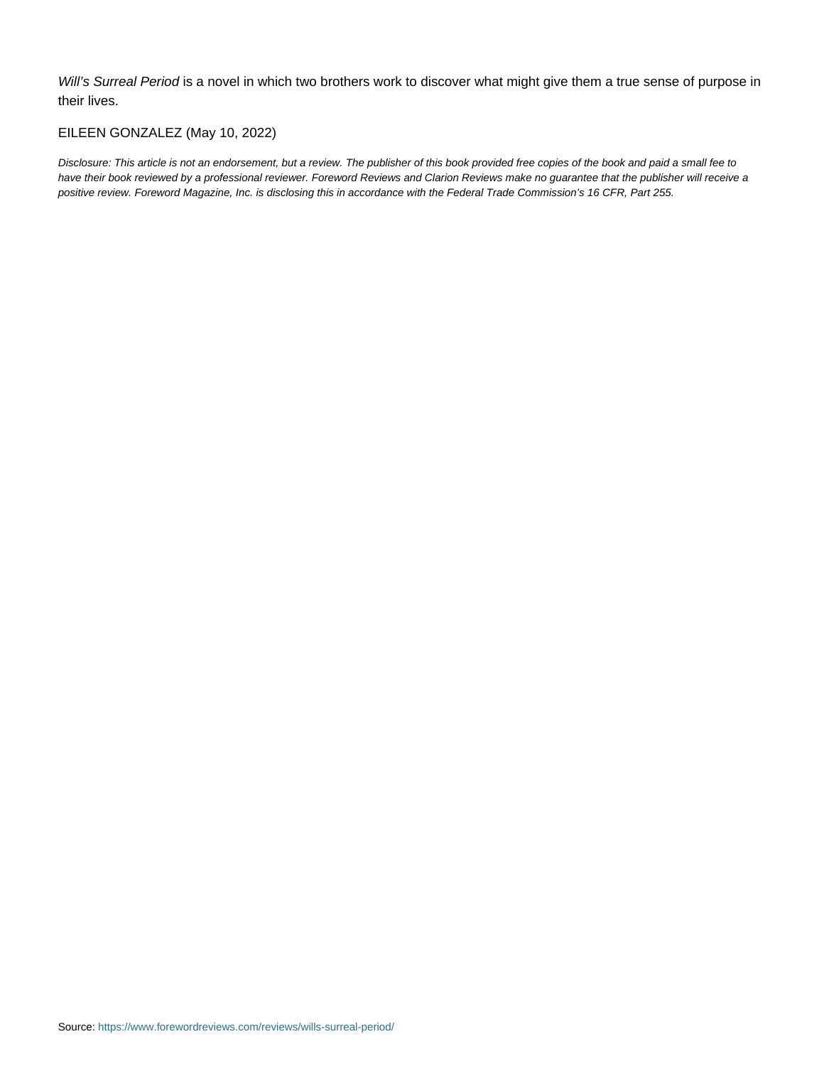*Will's Surreal Period* is a novel in which two brothers work to discover what might give them a true sense of purpose in their lives.

EILEEN GONZALEZ (May 10, 2022)

*Disclosure: This article is not an endorsement, but a review. The publisher of this book provided free copies of the book and paid a small fee to have their book reviewed by a professional reviewer. Foreword Reviews and Clarion Reviews make no guarantee that the publisher will receive a positive review. Foreword Magazine, Inc. is disclosing this in accordance with the Federal Trade Commission's 16 CFR, Part 255.*

Source: https://www.forewordreviews.com/reviews/wills-surreal-period/